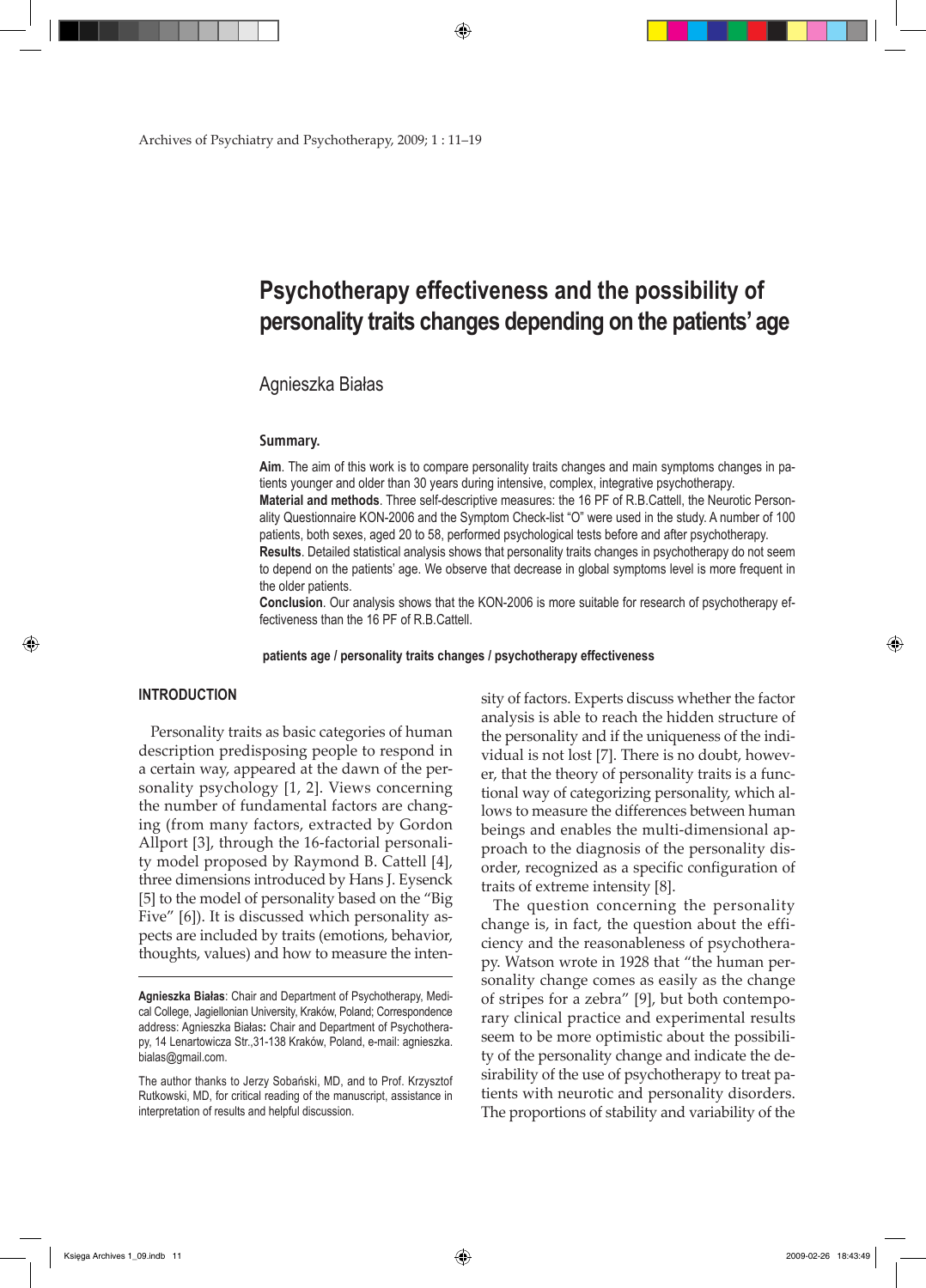# Psychotherapy effectiveness and the possibility of personality traits changes depending on the patients' age

Agnieszka Białas

### Summary.

**Aim**. The aim of this work is to compare personality traits changes and main symptoms changes in patients younger and older than 30 years during intensive, complex, integrative psychotherapy.

**Material and methods**. Three self-descriptive measures: the 16 PF of R.B.Cattell, the Neurotic Personality Questionnaire KON-2006 and the Symptom Check-list "O" were used in the study. A number of 100 patients, both sexes, aged 20 to 58, performed psychological tests before and after psychotherapy.

**Results**. Detailed statistical analysis shows that personality traits changes in psychotherapy do not seem to depend on the patients' age. We observe that decrease in global symptoms level is more frequent in the older patients.

**Conclusion**. Our analysis shows that the KON-2006 is more suitable for research of psychotherapy effectiveness than the 16 PF of R.B.Cattell.

**patients age / personality traits changes / psychotherapy effectiveness**

## INTRODUCTION

Personality traits as basic categories of human description predisposing people to respond in a certain way, appeared at the dawn of the personality psychology [1, 2]. Views concerning the number of fundamental factors are changing (from many factors, extracted by Gordon Allport [3], through the 16-factorial personality model proposed by Raymond B. Cattell [4], three dimensions introduced by Hans J. Eysenck [5] to the model of personality based on the "Big Five" [6]). It is discussed which personality aspects are included by traits (emotions, behavior, thoughts, values) and how to measure the intensity of factors. Experts discuss whether the factor analysis is able to reach the hidden structure of the personality and if the uniqueness of the individual is not lost [7]. There is no doubt, however, that the theory of personality traits is a functional way of categorizing personality, which allows to measure the differences between human beings and enables the multi-dimensional approach to the diagnosis of the personality disorder, recognized as a specific configuration of traits of extreme intensity [8].

The question concerning the personality change is, in fact, the question about the efficiency and the reasonableness of psychotherapy. Watson wrote in 1928 that "the human personality change comes as easily as the change of stripes for a zebra" [9], but both contemporary clinical practice and experimental results seem to be more optimistic about the possibility of the personality change and indicate the desirability of the use of psychotherapy to treat patients with neurotic and personality disorders. The proportions of stability and variability of the

---

**Agnieszka Białas**: Chair and Department of Psychotherapy, Medical College, Jagiellonian University, Kraków, Poland; Correspondence address: Agnieszka Białas**:** Chair and Department of Psychotherapy, 14 Lenartowicza Str.,31-138 Kraków, Poland, e-mail: agnieszka.bialas@gmail.com.

The author thanks to Jerzy Sobański, MD, and to Prof. Krzysztof Rutkowski, MD, for critical reading of the manuscript, assistance in interpretation of results and helpful discussion.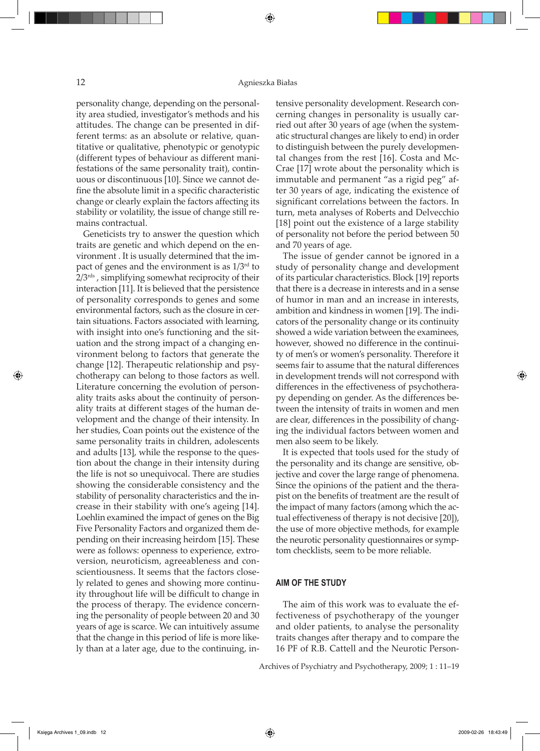personality change, depending on the personality area studied, investigator's methods and his attitudes. The change can be presented in different terms: as an absolute or relative, quantitative or qualitative, phenotypic or genotypic (different types of behaviour as different manifestations of the same personality trait), continuous or discontinuous [10]. Since we cannot define the absolute limit in a specific characteristic change or clearly explain the factors affecting its stability or volatility, the issue of change still remains contractual.

Geneticists try to answer the question which traits are genetic and which depend on the environment . It is usually determined that the impact of genes and the environment is as 1/3rd to 2/3rds , simplifying somewhat reciprocity of their interaction [11]. It is believed that the persistence of personality corresponds to genes and some environmental factors, such as the closure in certain situations. Factors associated with learning, with insight into one's functioning and the situation and the strong impact of a changing environment belong to factors that generate the change [12]. Therapeutic relationship and psychotherapy can belong to those factors as well. Literature concerning the evolution of personality traits asks about the continuity of personality traits at different stages of the human development and the change of their intensity. In her studies, Coan points out the existence of the same personality traits in children, adolescents and adults [13], while the response to the question about the change in their intensity during the life is not so unequivocal. There are studies showing the considerable consistency and the stability of personality characteristics and the increase in their stability with one's ageing [14]. Loehlin examined the impact of genes on the Big Five Personality Factors and organized them depending on their increasing heirdom [15]. These were as follows: openness to experience, extroversion, neuroticism, agreeableness and conscientiousness. It seems that the factors closely related to genes and showing more continuity throughout life will be difficult to change in the process of therapy. The evidence concerning the personality of people between 20 and 30 years of age is scarce. We can intuitively assume that the change in this period of life is more likely than at a later age, due to the continuing, intensive personality development. Research concerning changes in personality is usually carried out after 30 years of age (when the systematic structural changes are likely to end) in order to distinguish between the purely developmental changes from the rest [16]. Costa and McCrae [17] wrote about the personality which is immutable and permanent "as a rigid peg" after 30 years of age, indicating the existence of significant correlations between the factors. In turn, meta analyses of Roberts and Delvecchio [18] point out the existence of a large stability of personality not before the period between 50 and 70 years of age.

The issue of gender cannot be ignored in a study of personality change and development of its particular characteristics. Block [19] reports that there is a decrease in interests and in a sense of humor in man and an increase in interests, ambition and kindness in women [19]. The indicators of the personality change or its continuity showed a wide variation between the examinees, however, showed no difference in the continuity of men's or women's personality. Therefore it seems fair to assume that the natural differences in development trends will not correspond with differences in the effectiveness of psychotherapy depending on gender. As the differences between the intensity of traits in women and men are clear, differences in the possibility of changing the individual factors between women and men also seem to be likely.

It is expected that tools used for the study of the personality and its change are sensitive, objective and cover the large range of phenomena. Since the opinions of the patient and the therapist on the benefits of treatment are the result of the impact of many factors (among which the actual effectiveness of therapy is not decisive [20]), the use of more objective methods, for example the neurotic personality questionnaires or symptom checklists, seem to be more reliable.

## AIM OF THE STUDY

The aim of this work was to evaluate the effectiveness of psychotherapy of the younger and older patients, to analyse the personality traits changes after therapy and to compare the 16 PF of R.B. Cattell and the Neurotic Person-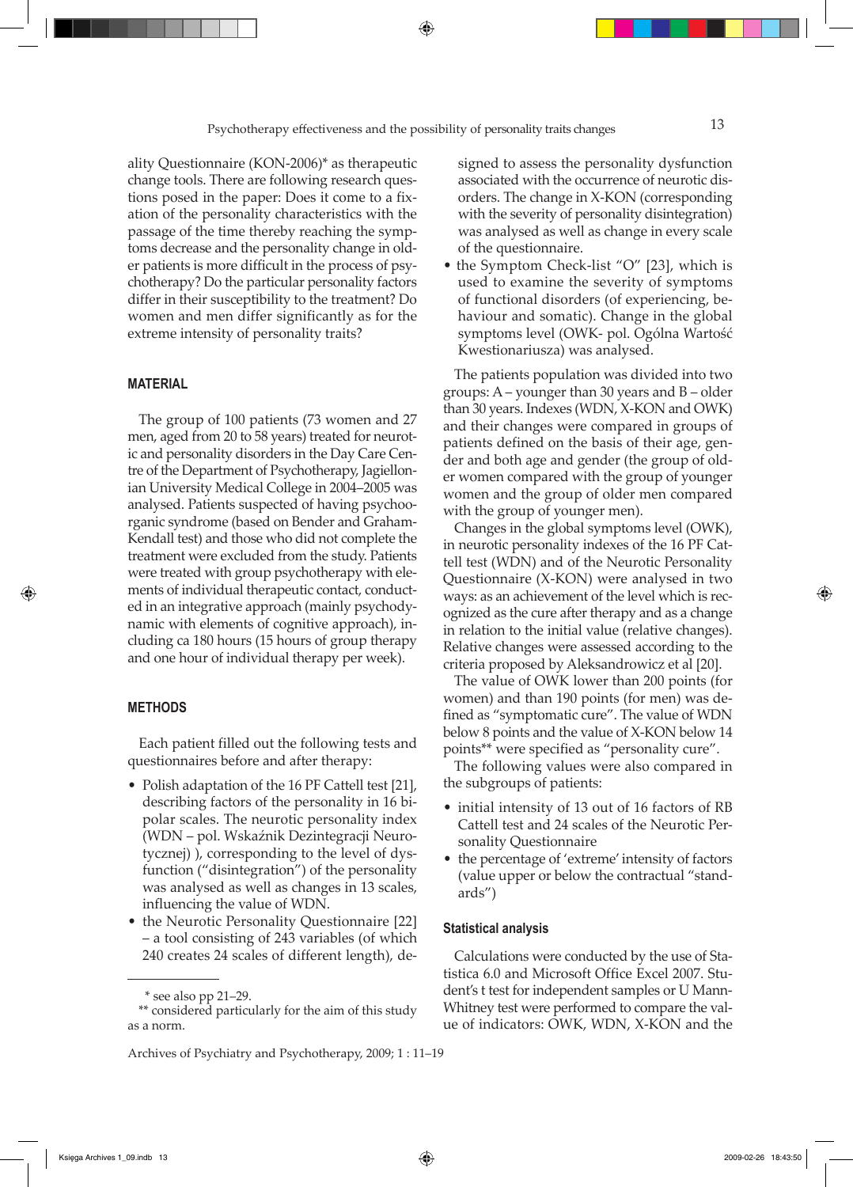ality Questionnaire (KON-2006)* as therapeutic change tools. There are following research questions posed in the paper: Does it come to a fixation of the personality characteristics with the passage of the time thereby reaching the symptoms decrease and the personality change in older patients is more difficult in the process of psychotherapy? Do the particular personality factors differ in their susceptibility to the treatment? Do women and men differ significantly as for the extreme intensity of personality traits?

## MATERIAL

The group of 100 patients (73 women and 27 men, aged from 20 to 58 years) treated for neurotic and personality disorders in the Day Care Centre of the Department of Psychotherapy, Jagiellonian University Medical College in 2004–2005 was analysed. Patients suspected of having psychoorganic syndrome (based on Bender and Graham-Kendall test) and those who did not complete the treatment were excluded from the study. Patients were treated with group psychotherapy with elements of individual therapeutic contact, conducted in an integrative approach (mainly psychodynamic with elements of cognitive approach), including ca 180 hours (15 hours of group therapy and one hour of individual therapy per week).

## METHODS

Each patient filled out the following tests and questionnaires before and after therapy:

- Polish adaptation of the 16 PF Cattell test [21], describing factors of the personality in 16 bipolar scales. The neurotic personality index (WDN – pol. Wskaźnik Dezintegracji Neurotycznej) ), corresponding to the level of dysfunction ("disintegration") of the personality was analysed as well as changes in 13 scales, influencing the value of WDN.
- the Neurotic Personality Questionnaire [22] – a tool consisting of 243 variables (of which 240 creates 24 scales of different length), designed to assess the personality dysfunction associated with the occurrence of neurotic disorders. The change in X-KON (corresponding with the severity of personality disintegration) was analysed as well as change in every scale of the questionnaire.
- the Symptom Check-list "O" [23], which is used to examine the severity of symptoms of functional disorders (of experiencing, behaviour and somatic). Change in the global symptoms level (OWK- pol. Ogólna Wartość Kwestionariusza) was analysed.

The patients population was divided into two groups: A – younger than 30 years and B – older than 30 years. Indexes (WDN, X-KON and OWK) and their changes were compared in groups of patients defined on the basis of their age, gender and both age and gender (the group of older women compared with the group of younger women and the group of older men compared with the group of younger men).

Changes in the global symptoms level (OWK), in neurotic personality indexes of the 16 PF Cattell test (WDN) and of the Neurotic Personality Questionnaire (X-KON) were analysed in two ways: as an achievement of the level which is recognized as the cure after therapy and as a change in relation to the initial value (relative changes). Relative changes were assessed according to the criteria proposed by Aleksandrowicz et al [20].

The value of OWK lower than 200 points (for women) and than 190 points (for men) was defined as "symptomatic cure". The value of WDN below 8 points and the value of X-KON below 14 points** were specified as "personality cure".

The following values were also compared in the subgroups of patients:

- initial intensity of 13 out of 16 factors of RB Cattell test and 24 scales of the Neurotic Personality Questionnaire
- the percentage of 'extreme' intensity of factors (value upper or below the contractual "standards")

### Statistical analysis

Calculations were conducted by the use of Statistica 6.0 and Microsoft Office Excel 2007. Student's t test for independent samples or U Mann-Whitney test were performed to compare the value of indicators: OWK, WDN, X-KON and the

\* see also pp 21–29.

\*\* considered particularly for the aim of this study as a norm.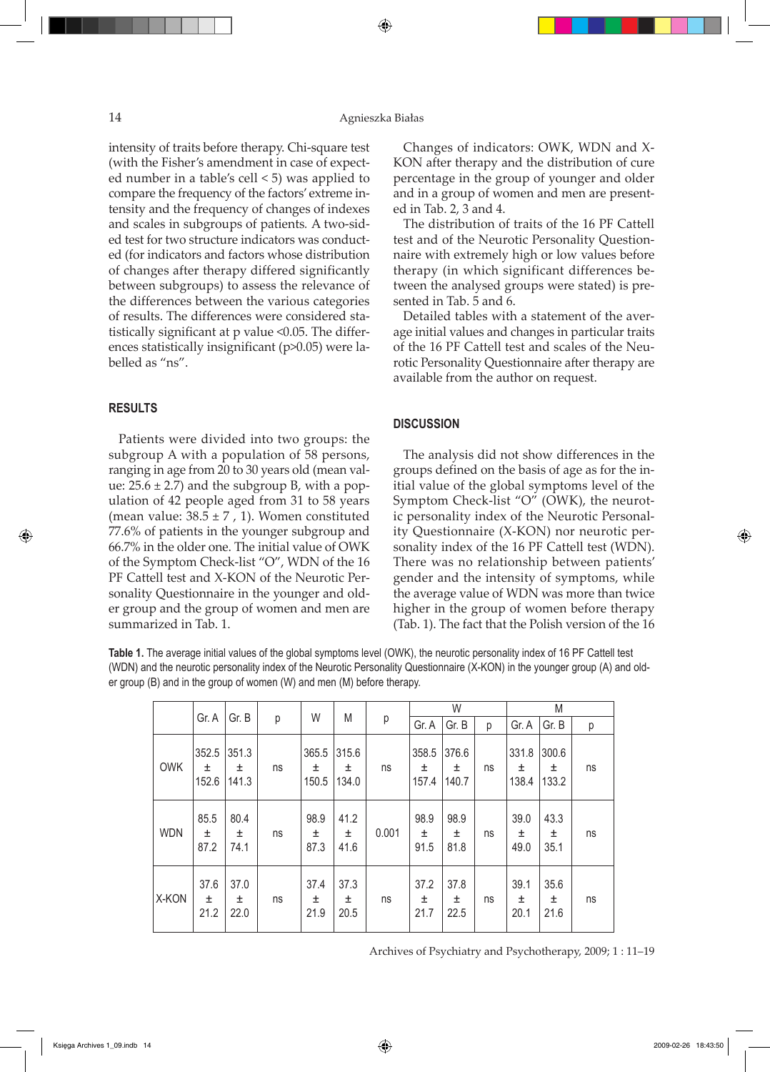intensity of traits before therapy. Chi-square test (with the Fisher's amendment in case of expected number in a table's cell < 5) was applied to compare the frequency of the factors' extreme intensity and the frequency of changes of indexes and scales in subgroups of patients. A two-sided test for two structure indicators was conducted (for indicators and factors whose distribution of changes after therapy differed significantly between subgroups) to assess the relevance of the differences between the various categories of results. The differences were considered statistically significant at p value <0.05. The differences statistically insignificant (p>0.05) were labelled as "ns".

## RESULTS

Patients were divided into two groups: the subgroup A with a population of 58 persons, ranging in age from 20 to 30 years old (mean value: 25.6 ± 2.7) and the subgroup B, with a population of 42 people aged from 31 to 58 years (mean value: 38.5 ± 7 , 1). Women constituted 77.6% of patients in the younger subgroup and 66.7% in the older one. The initial value of OWK of the Symptom Check-list "O", WDN of the 16 PF Cattell test and X-KON of the Neurotic Personality Questionnaire in the younger and older group and the group of women and men are summarized in Tab. 1.

Changes of indicators: OWK, WDN and X-KON after therapy and the distribution of cure percentage in the group of younger and older and in a group of women and men are presented in Tab. 2, 3 and 4.

The distribution of traits of the 16 PF Cattell test and of the Neurotic Personality Questionnaire with extremely high or low values before therapy (in which significant differences between the analysed groups were stated) is presented in Tab. 5 and 6.

Detailed tables with a statement of the average initial values and changes in particular traits of the 16 PF Cattell test and scales of the Neurotic Personality Questionnaire after therapy are available from the author on request.

## DISCUSSION

The analysis did not show differences in the groups defined on the basis of age as for the initial value of the global symptoms level of the Symptom Check-list "O" (OWK), the neurotic personality index of the Neurotic Personality Questionnaire (X-KON) nor neurotic personality index of the 16 PF Cattell test (WDN). There was no relationship between patients' gender and the intensity of symptoms, while the average value of WDN was more than twice higher in the group of women before therapy (Tab. 1). The fact that the Polish version of the 16

**Table 1.** The average initial values of the global symptoms level (OWK), the neurotic personality index of 16 PF Cattell test (WDN) and the neurotic personality index of the Neurotic Personality Questionnaire (X-KON) in the younger group (A) and older group (B) and in the group of women (W) and men (M) before therapy.

| | Gr. A | Gr. B | p | W | M | p | W | | | M | | |
|---|---|---|---|---|---|---|---|---|---|---|---|---|
| | | | | | | | Gr. A | Gr. B | p | Gr. A | Gr. B | p |
| OWK | 352.5 ± 152.6 | 351.3 ± 141.3 | ns | 365.5 ± 150.5 | 315.6 ± 134.0 | ns | 358.5 ± 157.4 | 376.6 ± 140.7 | ns | 331.8 ± 138.4 | 300.6 ± 133.2 | ns |
| WDN | 85.5 ± 87.2 | 80.4 ± 74.1 | ns | 98.9 ± 87.3 | 41.2 ± 41.6 | 0.001 | 98.9 ± 91.5 | 98.9 ± 81.8 | ns | 39.0 ± 49.0 | 43.3 ± 35.1 | ns |
| X-KON | 37.6 ± 21.2 | 37.0 ± 22.0 | ns | 37.4 ± 21.9 | 37.3 ± 20.5 | ns | 37.2 ± 21.7 | 37.8 ± 22.5 | ns | 39.1 ± 20.1 | 35.6 ± 21.6 | ns |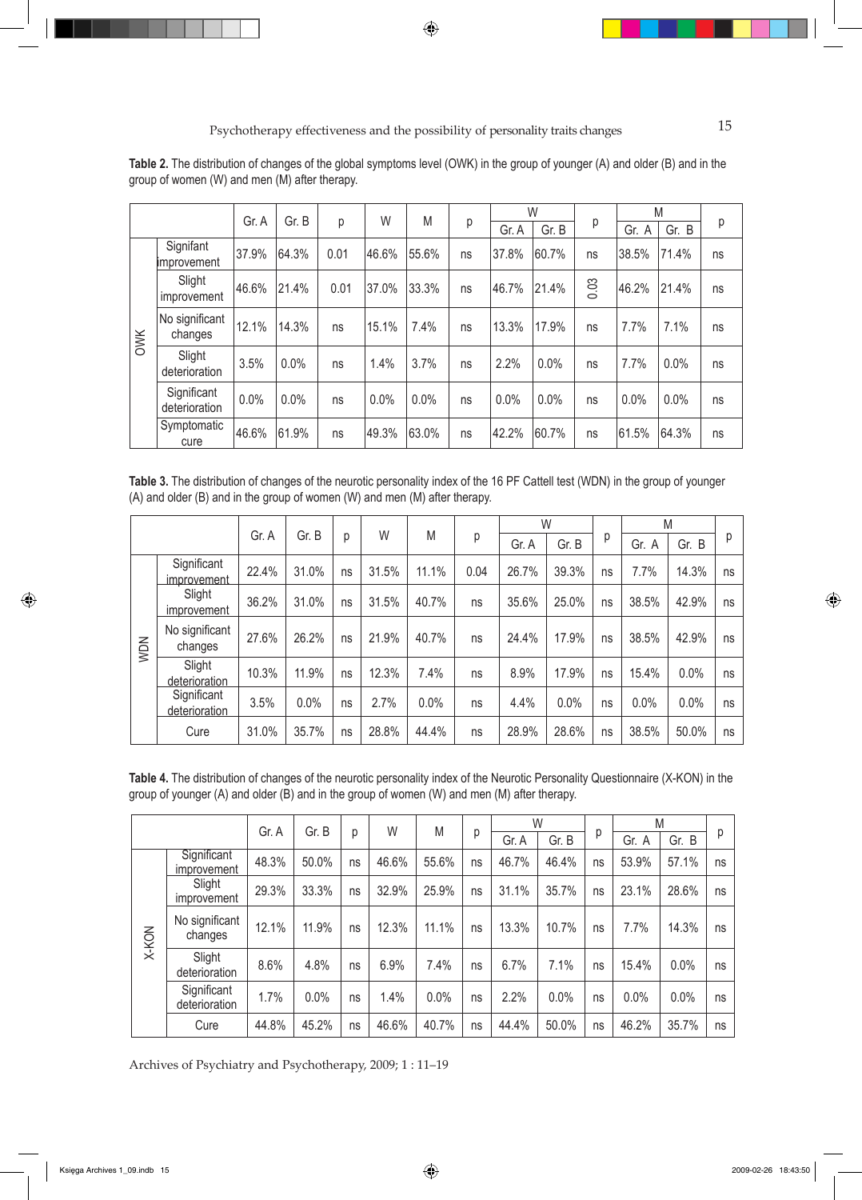**Table 2.** The distribution of changes of the global symptoms level (OWK) in the group of younger (A) and older (B) and in the group of women (W) and men (M) after therapy.

| | | Gr. A | Gr. B | p | W | M | p | W | | p | M | | p |
|---|---|---|---|---|---|---|---|---|---|---|---|---|---|
| | | | | | | | | Gr. A | Gr. B | | Gr. A | Gr. B | |
| OWK | Signifant improvement | 37.9% | 64.3% | 0.01 | 46.6% | 55.6% | ns | 37.8% | 60.7% | ns | 38.5% | 71.4% | ns |
| | Slight improvement | 46.6% | 21.4% | 0.01 | 37.0% | 33.3% | ns | 46.7% | 21.4% | 0.03 | 46.2% | 21.4% | ns |
| | No significant changes | 12.1% | 14.3% | ns | 15.1% | 7.4% | ns | 13.3% | 17.9% | ns | 7.7% | 7.1% | ns |
| | Slight deterioration | 3.5% | 0.0% | ns | 1.4% | 3.7% | ns | 2.2% | 0.0% | ns | 7.7% | 0.0% | ns |
| | Significant deterioration | 0.0% | 0.0% | ns | 0.0% | 0.0% | ns | 0.0% | 0.0% | ns | 0.0% | 0.0% | ns |
| | Symptomatic cure | 46.6% | 61.9% | ns | 49.3% | 63.0% | ns | 42.2% | 60.7% | ns | 61.5% | 64.3% | ns |

**Table 3.** The distribution of changes of the neurotic personality index of the 16 PF Cattell test (WDN) in the group of younger (A) and older (B) and in the group of women (W) and men (M) after therapy.

| | | Gr. A | Gr. B | p | W | M | p | W | | p | M | | p |
|---|---|---|---|---|---|---|---|---|---|---|---|---|---|
| | | | | | | | | Gr. A | Gr. B | | Gr. A | Gr. B | |
| WDN | Significant improvement | 22.4% | 31.0% | ns | 31.5% | 11.1% | 0.04 | 26.7% | 39.3% | ns | 7.7% | 14.3% | ns |
| | Slight improvement | 36.2% | 31.0% | ns | 31.5% | 40.7% | ns | 35.6% | 25.0% | ns | 38.5% | 42.9% | ns |
| | No significant changes | 27.6% | 26.2% | ns | 21.9% | 40.7% | ns | 24.4% | 17.9% | ns | 38.5% | 42.9% | ns |
| | Slight deterioration | 10.3% | 11.9% | ns | 12.3% | 7.4% | ns | 8.9% | 17.9% | ns | 15.4% | 0.0% | ns |
| | Significant deterioration | 3.5% | 0.0% | ns | 2.7% | 0.0% | ns | 4.4% | 0.0% | ns | 0.0% | 0.0% | ns |
| | Cure | 31.0% | 35.7% | ns | 28.8% | 44.4% | ns | 28.9% | 28.6% | ns | 38.5% | 50.0% | ns |

**Table 4.** The distribution of changes of the neurotic personality index of the Neurotic Personality Questionnaire (X-KON) in the group of younger (A) and older (B) and in the group of women (W) and men (M) after therapy.

| | | Gr. A | Gr. B | p | W | M | p | W | | p | M | | p |
|---|---|---|---|---|---|---|---|---|---|---|---|---|---|
| | | | | | | | | Gr. A | Gr. B | | Gr. A | Gr. B | |
| X-KON | Significant improvement | 48.3% | 50.0% | ns | 46.6% | 55.6% | ns | 46.7% | 46.4% | ns | 53.9% | 57.1% | ns |
| | Slight improvement | 29.3% | 33.3% | ns | 32.9% | 25.9% | ns | 31.1% | 35.7% | ns | 23.1% | 28.6% | ns |
| | No significant changes | 12.1% | 11.9% | ns | 12.3% | 11.1% | ns | 13.3% | 10.7% | ns | 7.7% | 14.3% | ns |
| | Slight deterioration | 8.6% | 4.8% | ns | 6.9% | 7.4% | ns | 6.7% | 7.1% | ns | 15.4% | 0.0% | ns |
| | Significant deterioration | 1.7% | 0.0% | ns | 1.4% | 0.0% | ns | 2.2% | 0.0% | ns | 0.0% | 0.0% | ns |
| | Cure | 44.8% | 45.2% | ns | 46.6% | 40.7% | ns | 44.4% | 50.0% | ns | 46.2% | 35.7% | ns |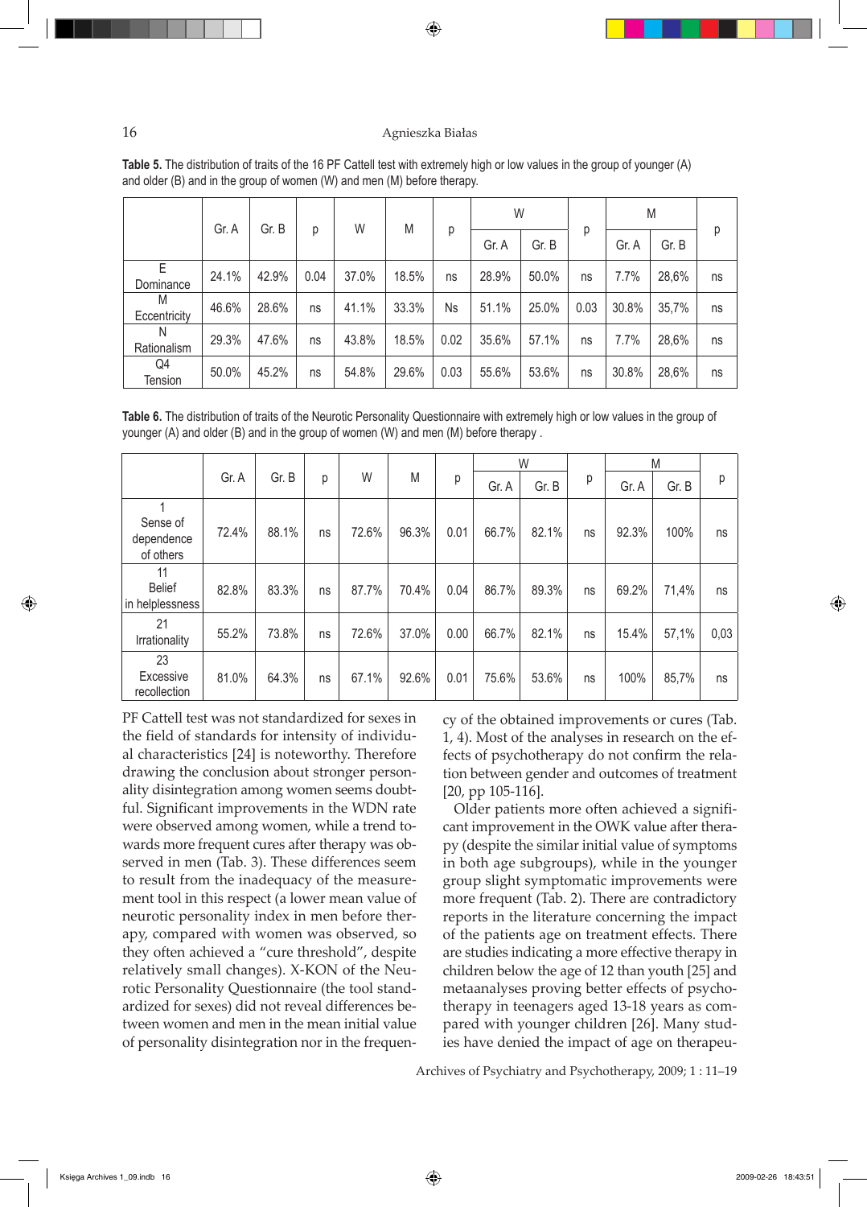**Table 5.** The distribution of traits of the 16 PF Cattell test with extremely high or low values in the group of younger (A) and older (B) and in the group of women (W) and men (M) before therapy.

| | Gr. A | Gr. B | p | W | M | p | W | | p | M | | p |
|---|---|---|---|---|---|---|---|---|---|---|---|---|
| | | | | | | | Gr. A | Gr. B | | Gr. A | Gr. B | |
| E Dominance | 24.1% | 42.9% | 0.04 | 37.0% | 18.5% | ns | 28.9% | 50.0% | ns | 7.7% | 28,6% | ns |
| M Eccentricity | 46.6% | 28.6% | ns | 41.1% | 33.3% | Ns | 51.1% | 25.0% | 0.03 | 30.8% | 35,7% | ns |
| N Rationalism | 29.3% | 47.6% | ns | 43.8% | 18.5% | 0.02 | 35.6% | 57.1% | ns | 7.7% | 28,6% | ns |
| Q4 Tension | 50.0% | 45.2% | ns | 54.8% | 29.6% | 0.03 | 55.6% | 53.6% | ns | 30.8% | 28,6% | ns |

**Table 6.** The distribution of traits of the Neurotic Personality Questionnaire with extremely high or low values in the group of younger (A) and older (B) and in the group of women (W) and men (M) before therapy .

| | Gr. A | Gr. B | p | W | M | p | W | | p | M | | p |
|---|---|---|---|---|---|---|---|---|---|---|---|---|
| | | | | | | | Gr. A | Gr. B | | Gr. A | Gr. B | |
| 1 Sense of dependence of others | 72.4% | 88.1% | ns | 72.6% | 96.3% | 0.01 | 66.7% | 82.1% | ns | 92.3% | 100% | ns |
| 11 Belief in helplessness | 82.8% | 83.3% | ns | 87.7% | 70.4% | 0.04 | 86.7% | 89.3% | ns | 69.2% | 71,4% | ns |
| 21 Irrationality | 55.2% | 73.8% | ns | 72.6% | 37.0% | 0.00 | 66.7% | 82.1% | ns | 15.4% | 57,1% | 0,03 |
| 23 Excessive recollection | 81.0% | 64.3% | ns | 67.1% | 92.6% | 0.01 | 75.6% | 53.6% | ns | 100% | 85,7% | ns |

PF Cattell test was not standardized for sexes in the field of standards for intensity of individual characteristics [24] is noteworthy. Therefore drawing the conclusion about stronger personality disintegration among women seems doubtful. Significant improvements in the WDN rate were observed among women, while a trend towards more frequent cures after therapy was observed in men (Tab. 3). These differences seem to result from the inadequacy of the measurement tool in this respect (a lower mean value of neurotic personality index in men before therapy, compared with women was observed, so they often achieved a "cure threshold", despite relatively small changes). X-KON of the Neurotic Personality Questionnaire (the tool standardized for sexes) did not reveal differences between women and men in the mean initial value of personality disintegration nor in the frequency of the obtained improvements or cures (Tab. 1, 4). Most of the analyses in research on the effects of psychotherapy do not confirm the relation between gender and outcomes of treatment [20, pp 105-116].

Older patients more often achieved a significant improvement in the OWK value after therapy (despite the similar initial value of symptoms in both age subgroups), while in the younger group slight symptomatic improvements were more frequent (Tab. 2). There are contradictory reports in the literature concerning the impact of the patients age on treatment effects. There are studies indicating a more effective therapy in children below the age of 12 than youth [25] and metaanalyses proving better effects of psychotherapy in teenagers aged 13-18 years as compared with younger children [26]. Many studies have denied the impact of age on therapeu-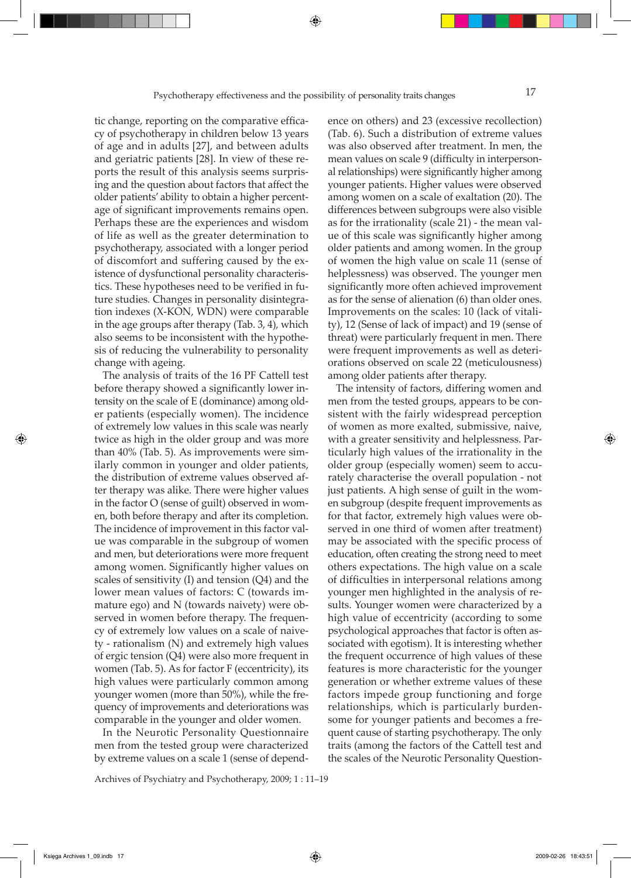tic change, reporting on the comparative efficacy of psychotherapy in children below 13 years of age and in adults [27], and between adults and geriatric patients [28]. In view of these reports the result of this analysis seems surprising and the question about factors that affect the older patients' ability to obtain a higher percentage of significant improvements remains open. Perhaps these are the experiences and wisdom of life as well as the greater determination to psychotherapy, associated with a longer period of discomfort and suffering caused by the existence of dysfunctional personality characteristics. These hypotheses need to be verified in future studies. Changes in personality disintegration indexes (X-KON, WDN) were comparable in the age groups after therapy (Tab. 3, 4), which also seems to be inconsistent with the hypothesis of reducing the vulnerability to personality change with ageing.

The analysis of traits of the 16 PF Cattell test before therapy showed a significantly lower intensity on the scale of E (dominance) among older patients (especially women). The incidence of extremely low values in this scale was nearly twice as high in the older group and was more than 40% (Tab. 5). As improvements were similarly common in younger and older patients, the distribution of extreme values observed after therapy was alike. There were higher values in the factor O (sense of guilt) observed in women, both before therapy and after its completion. The incidence of improvement in this factor value was comparable in the subgroup of women and men, but deteriorations were more frequent among women. Significantly higher values on scales of sensitivity (I) and tension (Q4) and the lower mean values of factors: C (towards immature ego) and N (towards naivety) were observed in women before therapy. The frequency of extremely low values on a scale of naivety - rationalism (N) and extremely high values of ergic tension (Q4) were also more frequent in women (Tab. 5). As for factor F (eccentricity), its high values were particularly common among younger women (more than 50%), while the frequency of improvements and deteriorations was comparable in the younger and older women.

In the Neurotic Personality Questionnaire men from the tested group were characterized by extreme values on a scale 1 (sense of dependence on others) and 23 (excessive recollection) (Tab. 6). Such a distribution of extreme values was also observed after treatment. In men, the mean values on scale 9 (difficulty in interpersonal relationships) were significantly higher among younger patients. Higher values were observed among women on a scale of exaltation (20). The differences between subgroups were also visible as for the irrationality (scale 21) - the mean value of this scale was significantly higher among older patients and among women. In the group of women the high value on scale 11 (sense of helplessness) was observed. The younger men significantly more often achieved improvement as for the sense of alienation (6) than older ones. Improvements on the scales: 10 (lack of vitality), 12 (Sense of lack of impact) and 19 (sense of threat) were particularly frequent in men. There were frequent improvements as well as deteriorations observed on scale 22 (meticulousness) among older patients after therapy.

The intensity of factors, differing women and men from the tested groups, appears to be consistent with the fairly widespread perception of women as more exalted, submissive, naive, with a greater sensitivity and helplessness. Particularly high values of the irrationality in the older group (especially women) seem to accurately characterise the overall population - not just patients. A high sense of guilt in the women subgroup (despite frequent improvements as for that factor, extremely high values were observed in one third of women after treatment) may be associated with the specific process of education, often creating the strong need to meet others expectations. The high value on a scale of difficulties in interpersonal relations among younger men highlighted in the analysis of results. Younger women were characterized by a high value of eccentricity (according to some psychological approaches that factor is often associated with egotism). It is interesting whether the frequent occurrence of high values of these features is more characteristic for the younger generation or whether extreme values of these factors impede group functioning and forge relationships, which is particularly burdensome for younger patients and becomes a frequent cause of starting psychotherapy. The only traits (among the factors of the Cattell test and the scales of the Neurotic Personality Question-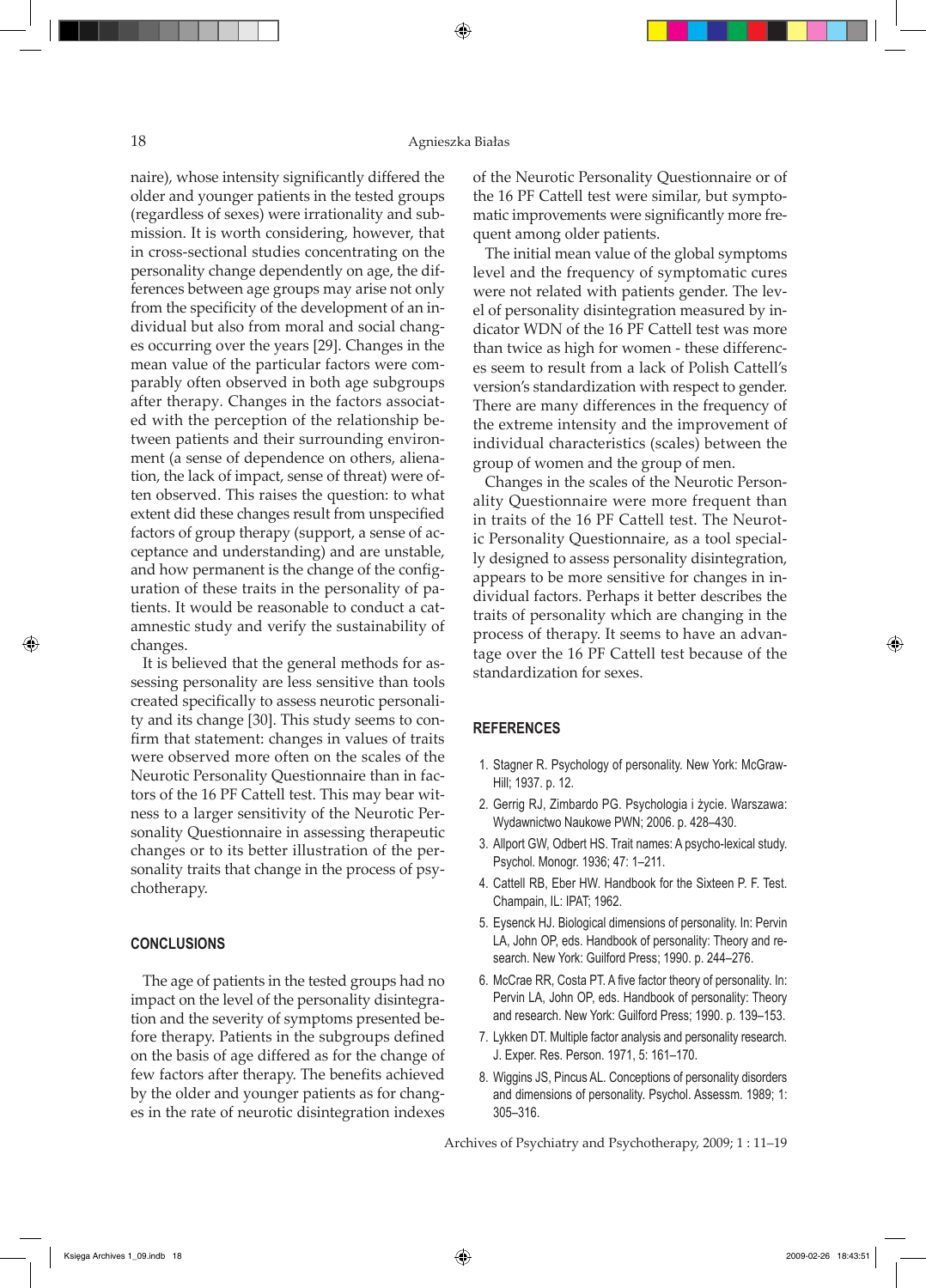naire), whose intensity significantly differed the older and younger patients in the tested groups (regardless of sexes) were irrationality and submission. It is worth considering, however, that in cross-sectional studies concentrating on the personality change dependently on age, the differences between age groups may arise not only from the specificity of the development of an individual but also from moral and social changes occurring over the years [29]. Changes in the mean value of the particular factors were comparably often observed in both age subgroups after therapy. Changes in the factors associated with the perception of the relationship between patients and their surrounding environment (a sense of dependence on others, alienation, the lack of impact, sense of threat) were often observed. This raises the question: to what extent did these changes result from unspecified factors of group therapy (support, a sense of acceptance and understanding) and are unstable, and how permanent is the change of the configuration of these traits in the personality of patients. It would be reasonable to conduct a catamnestic study and verify the sustainability of changes.

It is believed that the general methods for assessing personality are less sensitive than tools created specifically to assess neurotic personality and its change [30]. This study seems to confirm that statement: changes in values of traits were observed more often on the scales of the Neurotic Personality Questionnaire than in factors of the 16 PF Cattell test. This may bear witness to a larger sensitivity of the Neurotic Personality Questionnaire in assessing therapeutic changes or to its better illustration of the personality traits that change in the process of psychotherapy.

## CONCLUSIONS

The age of patients in the tested groups had no impact on the level of the personality disintegration and the severity of symptoms presented before therapy. Patients in the subgroups defined on the basis of age differed as for the change of few factors after therapy. The benefits achieved by the older and younger patients as for changes in the rate of neurotic disintegration indexes of the Neurotic Personality Questionnaire or of the 16 PF Cattell test were similar, but symptomatic improvements were significantly more frequent among older patients.

The initial mean value of the global symptoms level and the frequency of symptomatic cures were not related with patients gender. The level of personality disintegration measured by indicator WDN of the 16 PF Cattell test was more than twice as high for women - these differences seem to result from a lack of Polish Cattell's version's standardization with respect to gender. There are many differences in the frequency of the extreme intensity and the improvement of individual characteristics (scales) between the group of women and the group of men.

Changes in the scales of the Neurotic Personality Questionnaire were more frequent than in traits of the 16 PF Cattell test. The Neurotic Personality Questionnaire, as a tool specially designed to assess personality disintegration, appears to be more sensitive for changes in individual factors. Perhaps it better describes the traits of personality which are changing in the process of therapy. It seems to have an advantage over the 16 PF Cattell test because of the standardization for sexes.

## REFERENCES

1. Stagner R. Psychology of personality. New York: McGraw-Hill; 1937. p. 12.
2. Gerrig RJ, Zimbardo PG. Psychologia i życie. Warszawa: Wydawnictwo Naukowe PWN; 2006. p. 428–430.
3. Allport GW, Odbert HS. Trait names: A psycho-lexical study. Psychol. Monogr. 1936; 47: 1–211.
4. Cattell RB, Eber HW. Handbook for the Sixteen P. F. Test. Champain, IL: IPAT; 1962.
5. Eysenck HJ. Biological dimensions of personality. In: Pervin LA, John OP, eds. Handbook of personality: Theory and research. New York: Guilford Press; 1990. p. 244–276.
6. McCrae RR, Costa PT. A five factor theory of personality. In: Pervin LA, John OP, eds. Handbook of personality: Theory and research. New York: Guilford Press; 1990. p. 139–153.
7. Lykken DT. Multiple factor analysis and personality research. J. Exper. Res. Person. 1971, 5: 161–170.
8. Wiggins JS, Pincus AL. Conceptions of personality disorders and dimensions of personality. Psychol. Assessm. 1989; 1: 305–316.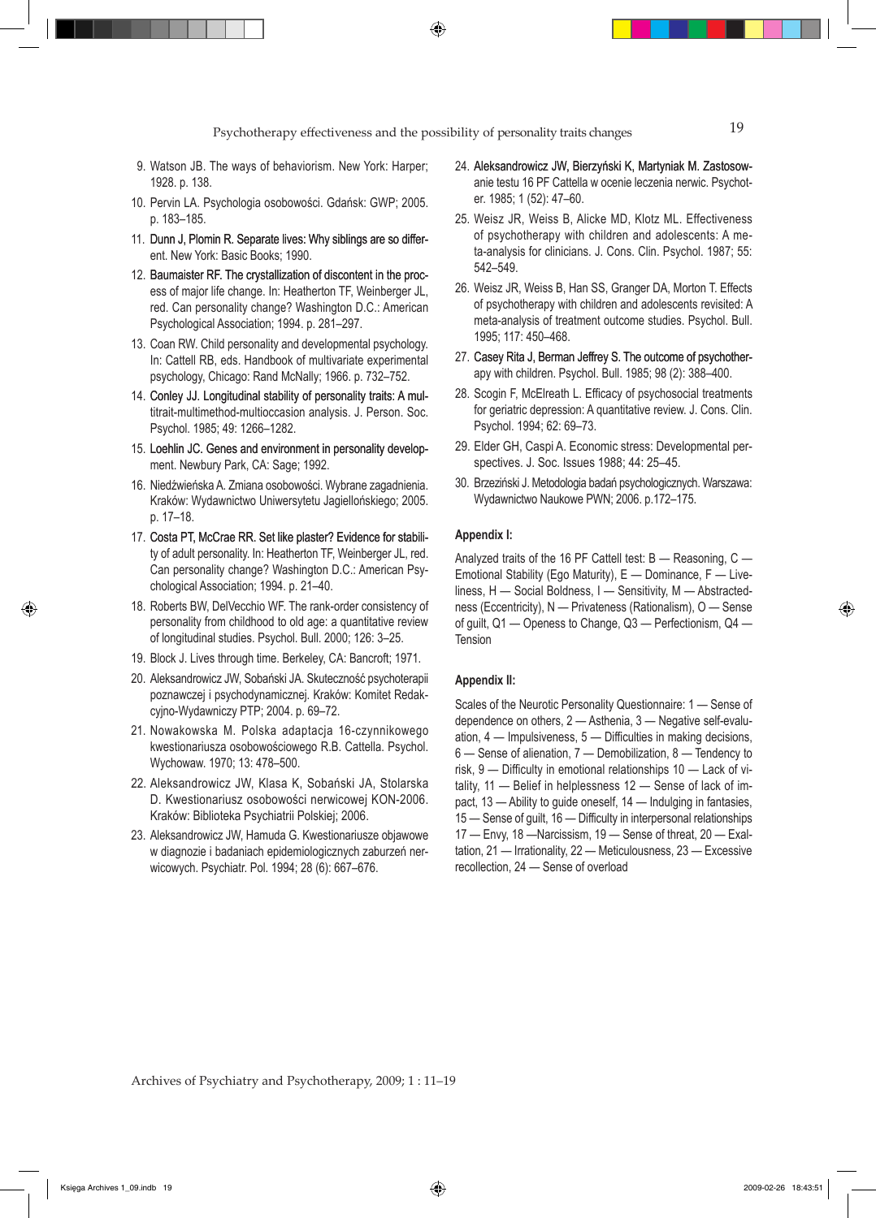9. Watson JB. The ways of behaviorism. New York: Harper; 1928. p. 138.
10. Pervin LA. Psychologia osobowości. Gdańsk: GWP; 2005. p. 183–185.
11. Dunn J, Plomin R. Separate lives: Why siblings are so different. New York: Basic Books; 1990.
12. Baumaister RF. The crystallization of discontent in the process of major life change. In: Heatherton TF, Weinberger JL, red. Can personality change? Washington D.C.: American Psychological Association; 1994. p. 281–297.
13. Coan RW. Child personality and developmental psychology. In: Cattell RB, eds. Handbook of multivariate experimental psychology, Chicago: Rand McNally; 1966. p. 732–752.
14. Conley JJ. Longitudinal stability of personality traits: A multitrait-multimethod-multioccasion analysis. J. Person. Soc. Psychol. 1985; 49: 1266–1282.
15. Loehlin JC. Genes and environment in personality development. Newbury Park, CA: Sage; 1992.
16. Niedźwieńska A. Zmiana osobowości. Wybrane zagadnienia. Kraków: Wydawnictwo Uniwersytetu Jagiellońskiego; 2005. p. 17–18.
17. Costa PT, McCrae RR. Set like plaster? Evidence for stability of adult personality. In: Heatherton TF, Weinberger JL, red. Can personality change? Washington D.C.: American Psychological Association; 1994. p. 21–40.
18. Roberts BW, DelVecchio WF. The rank-order consistency of personality from childhood to old age: a quantitative review of longitudinal studies. Psychol. Bull. 2000; 126: 3–25.
19. Block J. Lives through time. Berkeley, CA: Bancroft; 1971.
20. Aleksandrowicz JW, Sobański JA. Skuteczność psychoterapii poznawczej i psychodynamicznej. Kraków: Komitet Redakcyjno-Wydawniczy PTP; 2004. p. 69–72.
21. Nowakowska M. Polska adaptacja 16-czynnikowego kwestionariusza osobowościowego R.B. Cattella. Psychol. Wychowaw. 1970; 13: 478–500.
22. Aleksandrowicz JW, Klasa K, Sobański JA, Stolarska D. Kwestionariusz osobowości nerwicowej KON-2006. Kraków: Biblioteka Psychiatrii Polskiej; 2006.
23. Aleksandrowicz JW, Hamuda G. Kwestionariusze objawowe w diagnozie i badaniach epidemiologicznych zaburzeń nerwicowych. Psychiatr. Pol. 1994; 28 (6): 667–676.
24. Aleksandrowicz JW, Bierzyński K, Martyniak M. Zastosowanie testu 16 PF Cattella w ocenie leczenia nerwic. Psychoter. 1985; 1 (52): 47–60.
25. Weisz JR, Weiss B, Alicke MD, Klotz ML. Effectiveness of psychotherapy with children and adolescents: A meta-analysis for clinicians. J. Cons. Clin. Psychol. 1987; 55: 542–549.
26. Weisz JR, Weiss B, Han SS, Granger DA, Morton T. Effects of psychotherapy with children and adolescents revisited: A meta-analysis of treatment outcome studies. Psychol. Bull. 1995; 117: 450–468.
27. Casey Rita J, Berman Jeffrey S. The outcome of psychotherapy with children. Psychol. Bull. 1985; 98 (2): 388–400.
28. Scogin F, McElreath L. Efficacy of psychosocial treatments for geriatric depression: A quantitative review. J. Cons. Clin. Psychol. 1994; 62: 69–73.
29. Elder GH, Caspi A. Economic stress: Developmental perspectives. J. Soc. Issues 1988; 44: 25–45.
30. Brzeziński J. Metodologia badań psychologicznych. Warszawa: Wydawnictwo Naukowe PWN; 2006. p.172–175.

### Appendix I:

Analyzed traits of the 16 PF Cattell test: B — Reasoning, C — Emotional Stability (Ego Maturity), E — Dominance, F — Liveliness, H — Social Boldness, I — Sensitivity, M — Abstractedness (Eccentricity), N — Privateness (Rationalism), O — Sense of guilt, Q1 — Openess to Change, Q3 — Perfectionism, Q4 — Tension

### Appendix II:

Scales of the Neurotic Personality Questionnaire: 1 — Sense of dependence on others, 2 — Asthenia, 3 — Negative self-evaluation, 4 — Impulsiveness, 5 — Difficulties in making decisions, 6 — Sense of alienation, 7 — Demobilization, 8 — Tendency to risk, 9 — Difficulty in emotional relationships 10 — Lack of vitality, 11 — Belief in helplessness 12 — Sense of lack of impact, 13 — Ability to guide oneself, 14 — Indulging in fantasies, 15 — Sense of guilt, 16 — Difficulty in interpersonal relationships 17 — Envy, 18 —Narcissism, 19 — Sense of threat, 20 — Exaltation, 21 — Irrationality, 22 — Meticulousness, 23 — Excessive recollection, 24 — Sense of overload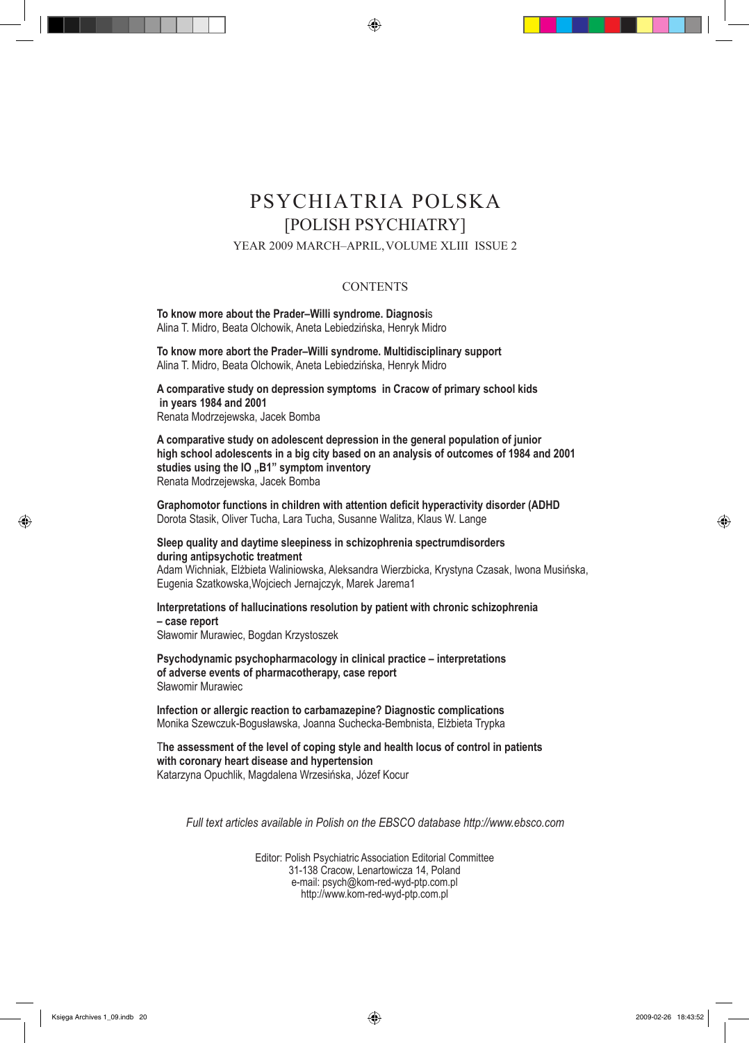# PSYCHIATRIA POLSKA

## [POLISH PSYCHIATRY]

YEAR 2009 MARCH–APRIL, VOLUME XLIII ISSUE 2

### CONTENTS

**To know more about the Prader–Willi syndrome. Diagnosis**
Alina T. Midro, Beata Olchowik, Aneta Lebiedzińska, Henryk Midro

**To know more abort the Prader–Willi syndrome. Multidisciplinary support**
Alina T. Midro, Beata Olchowik, Aneta Lebiedzińska, Henryk Midro

**A comparative study on depression symptoms in Cracow of primary school kids in years 1984 and 2001**
Renata Modrzejewska, Jacek Bomba

**A comparative study on adolescent depression in the general population of junior high school adolescents in a big city based on an analysis of outcomes of 1984 and 2001 studies using the IO „B1" symptom inventory**
Renata Modrzejewska, Jacek Bomba

**Graphomotor functions in children with attention deficit hyperactivity disorder (ADHD**
Dorota Stasik, Oliver Tucha, Lara Tucha, Susanne Walitza, Klaus W. Lange

**Sleep quality and daytime sleepiness in schizophrenia spectrumdisorders during antipsychotic treatment**
Adam Wichniak, Elżbieta Waliniowska, Aleksandra Wierzbicka, Krystyna Czasak, Iwona Musińska, Eugenia Szatkowska,Wojciech Jernajczyk, Marek Jarema1

**Interpretations of hallucinations resolution by patient with chronic schizophrenia – case report**
Sławomir Murawiec, Bogdan Krzystoszek

**Psychodynamic psychopharmacology in clinical practice – interpretations of adverse events of pharmacotherapy, case report**
Sławomir Murawiec

**Infection or allergic reaction to carbamazepine? Diagnostic complications**
Monika Szewczuk-Bogusławska, Joanna Suchecka-Bembnista, Elżbieta Trypka

**The assessment of the level of coping style and health locus of control in patients with coronary heart disease and hypertension**
Katarzyna Opuchlik, Magdalena Wrzesińska, Józef Kocur

*Full text articles available in Polish on the EBSCO database http://www.ebsco.com*

Editor: Polish Psychiatric Association Editorial Committee
31-138 Cracow, Lenartowicza 14, Poland
e-mail: psych@kom-red-wyd-ptp.com.pl
http://www.kom-red-wyd-ptp.com.pl